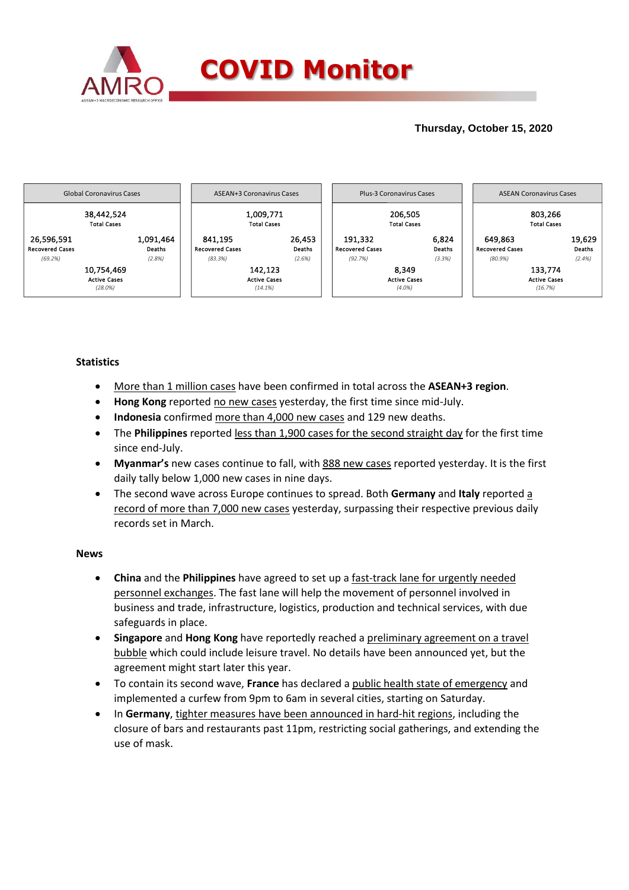# COVID Monitor

**Thursday, October 15, 2020**

| Global Coronavirus Cases | | |
|---|---|---|
| | 38,442,524 Total Cases | |
| 26,596,591 Recovered Cases (69.2%) | | 1,091,464 Deaths (2.8%) |
| | 10,754,469 Active Cases (28.0%) | |

| ASEAN+3 Coronavirus Cases | | |
|---|---|---|
| | 1,009,771 Total Cases | |
| 841,195 Recovered Cases (83.3%) | | 26,453 Deaths (2.6%) |
| | 142,123 Active Cases (14.1%) | |

| Plus-3 Coronavirus Cases | | |
|---|---|---|
| | 206,505 Total Cases | |
| 191,332 Recovered Cases (92.7%) | | 6,824 Deaths (3.3%) |
| | 8,349 Active Cases (4.0%) | |

| ASEAN Coronavirus Cases | | |
|---|---|---|
| | 803,266 Total Cases | |
| 649,863 Recovered Cases (80.9%) | | 19,629 Deaths (2.4%) |
| | 133,774 Active Cases (16.7%) | |

## Statistics

- More than 1 million cases have been confirmed in total across the **ASEAN+3 region**.
- **Hong Kong** reported no new cases yesterday, the first time since mid-July.
- **Indonesia** confirmed more than 4,000 new cases and 129 new deaths.
- The **Philippines** reported less than 1,900 cases for the second straight day for the first time since end-July.
- **Myanmar's** new cases continue to fall, with 888 new cases reported yesterday. It is the first daily tally below 1,000 new cases in nine days.
- The second wave across Europe continues to spread. Both **Germany** and **Italy** reported a record of more than 7,000 new cases yesterday, surpassing their respective previous daily records set in March.

## News

- **China** and the **Philippines** have agreed to set up a fast-track lane for urgently needed personnel exchanges. The fast lane will help the movement of personnel involved in business and trade, infrastructure, logistics, production and technical services, with due safeguards in place.
- **Singapore** and **Hong Kong** have reportedly reached a preliminary agreement on a travel bubble which could include leisure travel. No details have been announced yet, but the agreement might start later this year.
- To contain its second wave, **France** has declared a public health state of emergency and implemented a curfew from 9pm to 6am in several cities, starting on Saturday.
- In **Germany**, tighter measures have been announced in hard-hit regions, including the closure of bars and restaurants past 11pm, restricting social gatherings, and extending the use of mask.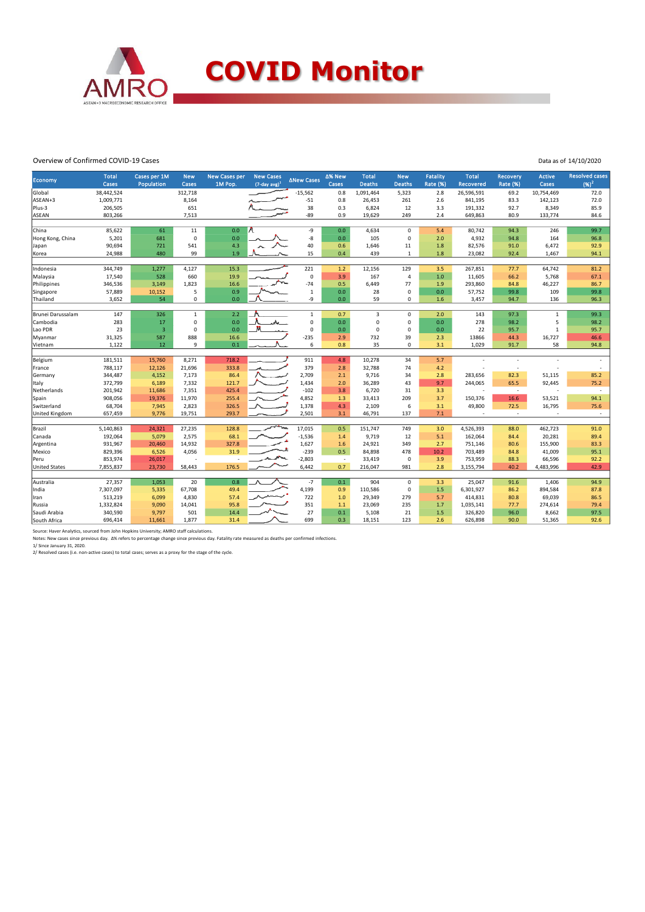# COVID Monitor

Overview of Confirmed COVID-19 Cases

Data as of 14/10/2020

| Economy | Total Cases | Cases per 1M Population | New Cases | New Cases per 1M Pop. | New Cases (7-day avg)[1] | ΔNew Cases | Δ% New Cases | Total Deaths | New Deaths | Fatality Rate (%) | Total Recovered | Recovery Rate (%) | Active Cases | Resolved cases (%)[2] |
|---|---|---|---|---|---|---|---|---|---|---|---|---|---|---|
| Global | 38,442,524 | | 312,718 | | | -15,562 | 0.8 | 1,091,464 | 5,323 | 2.8 | 26,596,591 | 69.2 | 10,754,469 | 72.0 |
| ASEAN+3 | 1,009,771 | | 8,164 | | | -51 | 0.8 | 26,453 | 261 | 2.6 | 841,195 | 83.3 | 142,123 | 72.0 |
| Plus-3 | 206,505 | | 651 | | | 38 | 0.3 | 6,824 | 12 | 3.3 | 191,332 | 92.7 | 8,349 | 85.9 |
| ASEAN | 803,266 | | 7,513 | | | -89 | 0.9 | 19,629 | 249 | 2.4 | 649,863 | 80.9 | 133,774 | 84.6 |
| | | | | | | | | | | | | | | |
| China | 85,622 | 61 | 11 | 0.0 | | -9 | 0.0 | 4,634 | 0 | 5.4 | 80,742 | 94.3 | 246 | 99.7 |
| Hong Kong, China | 5,201 | 681 | 0 | 0.0 | | -8 | 0.0 | 105 | 0 | 2.0 | 4,932 | 94.8 | 164 | 96.8 |
| Japan | 90,694 | 721 | 541 | 4.3 | | 40 | 0.6 | 1,646 | 11 | 1.8 | 82,576 | 91.0 | 6,472 | 92.9 |
| Korea | 24,988 | 480 | 99 | 1.9 | | 15 | 0.4 | 439 | 1 | 1.8 | 23,082 | 92.4 | 1,467 | 94.1 |
| | | | | | | | | | | | | | | |
| Indonesia | 344,749 | 1,277 | 4,127 | 15.3 | | 221 | 1.2 | 12,156 | 129 | 3.5 | 267,851 | 77.7 | 64,742 | 81.2 |
| Malaysia | 17,540 | 528 | 660 | 19.9 | | 0 | 3.9 | 167 | 4 | 1.0 | 11,605 | 66.2 | 5,768 | 67.1 |
| Philippines | 346,536 | 3,149 | 1,823 | 16.6 | | -74 | 0.5 | 6,449 | 77 | 1.9 | 293,860 | 84.8 | 46,227 | 86.7 |
| Singapore | 57,889 | 10,152 | 5 | 0.9 | | 1 | 0.0 | 28 | 0 | 0.0 | 57,752 | 99.8 | 109 | 99.8 |
| Thailand | 3,652 | 54 | 0 | 0.0 | | -9 | 0.0 | 59 | 0 | 1.6 | 3,457 | 94.7 | 136 | 96.3 |
| | | | | | | | | | | | | | | |
| Brunei Darussalam | 147 | 326 | 1 | 2.2 | | 1 | 0.7 | 3 | 0 | 2.0 | 143 | 97.3 | 1 | 99.3 |
| Cambodia | 283 | 17 | 0 | 0.0 | | 0 | 0.0 | 0 | 0 | 0.0 | 278 | 98.2 | 5 | 98.2 |
| Lao PDR | 23 | 3 | 0 | 0.0 | | 0 | 0.0 | 0 | 0 | 0.0 | 22 | 95.7 | 1 | 95.7 |
| Myanmar | 31,325 | 587 | 888 | 16.6 | | -235 | 2.9 | 732 | 39 | 2.3 | 13866 | 44.3 | 16,727 | 46.6 |
| Vietnam | 1,122 | 12 | 9 | 0.1 | | 6 | 0.8 | 35 | 0 | 3.1 | 1,029 | 91.7 | 58 | 94.8 |
| | | | | | | | | | | | | | | |
| Belgium | 181,511 | 15,760 | 8,271 | 718.2 | | 911 | 4.8 | 10,278 | 34 | 5.7 | - | - | - | - |
| France | 788,117 | 12,126 | 21,696 | 333.8 | | 379 | 2.8 | 32,788 | 74 | 4.2 | - | - | - | - |
| Germany | 344,487 | 4,152 | 7,173 | 86.4 | | 2,709 | 2.1 | 9,716 | 34 | 2.8 | 283,656 | 82.3 | 51,115 | 85.2 |
| Italy | 372,799 | 6,189 | 7,332 | 121.7 | | 1,434 | 2.0 | 36,289 | 43 | 9.7 | 244,065 | 65.5 | 92,445 | 75.2 |
| Netherlands | 201,942 | 11,686 | 7,351 | 425.4 | | -102 | 3.8 | 6,720 | 31 | 3.3 | - | - | - | - |
| Spain | 908,056 | 19,376 | 11,970 | 255.4 | | 4,852 | 1.3 | 33,413 | 209 | 3.7 | 150,376 | 16.6 | 53,521 | 94.1 |
| Switzerland | 68,704 | 7,945 | 2,823 | 326.5 | | 1,378 | 4.3 | 2,109 | 6 | 3.1 | 49,800 | 72.5 | 16,795 | 75.6 |
| United Kingdom | 657,459 | 9,776 | 19,751 | 293.7 | | 2,501 | 3.1 | 46,791 | 137 | 7.1 | - | - | - | - |
| | | | | | | | | | | | | | | |
| Brazil | 5,140,863 | 24,321 | 27,235 | 128.8 | | 17,015 | 0.5 | 151,747 | 749 | 3.0 | 4,526,393 | 88.0 | 462,723 | 91.0 |
| Canada | 192,064 | 5,079 | 2,575 | 68.1 | | -1,536 | 1.4 | 9,719 | 12 | 5.1 | 162,064 | 84.4 | 20,281 | 89.4 |
| Argentina | 931,967 | 20,460 | 14,932 | 327.8 | | 1,627 | 1.6 | 24,921 | 349 | 2.7 | 751,146 | 80.6 | 155,900 | 83.3 |
| Mexico | 829,396 | 6,526 | 4,056 | 31.9 | | -239 | 0.5 | 84,898 | 478 | 10.2 | 703,489 | 84.8 | 41,009 | 95.1 |
| Peru | 853,974 | 26,017 | - | - | | -2,803 | - | 33,419 | 0 | 3.9 | 753,959 | 88.3 | 66,596 | 92.2 |
| United States | 7,855,837 | 23,730 | 58,443 | 176.5 | | 6,442 | 0.7 | 216,047 | 981 | 2.8 | 3,155,794 | 40.2 | 4,483,996 | 42.9 |
| | | | | | | | | | | | | | | |
| Australia | 27,357 | 1,053 | 20 | 0.8 | | -7 | 0.1 | 904 | 0 | 3.3 | 25,047 | 91.6 | 1,406 | 94.9 |
| India | 7,307,097 | 5,335 | 67,708 | 49.4 | | 4,199 | 0.9 | 110,586 | 0 | 1.5 | 6,301,927 | 86.2 | 894,584 | 87.8 |
| Iran | 513,219 | 6,099 | 4,830 | 57.4 | | 722 | 1.0 | 29,349 | 279 | 5.7 | 414,831 | 80.8 | 69,039 | 86.5 |
| Russia | 1,332,824 | 9,090 | 14,041 | 95.8 | | 351 | 1.1 | 23,069 | 235 | 1.7 | 1,035,141 | 77.7 | 274,614 | 79.4 |
| Saudi Arabia | 340,590 | 9,797 | 501 | 14.4 | | 27 | 0.1 | 5,108 | 21 | 1.5 | 326,820 | 96.0 | 8,662 | 97.5 |
| South Africa | 696,414 | 11,661 | 1,877 | 31.4 | | 699 | 0.3 | 18,151 | 123 | 2.6 | 626,898 | 90.0 | 51,365 | 92.6 |

Source: Haver Analytics, sourced from John Hopkins University; AMRO staff calculations.

Notes: New cases since previous day. Δ% refers to percentage change since previous day. Fatality rate measured as deaths per confirmed infections.

1/ Since January 31, 2020.

2/ Resolved cases (i.e. non-active cases) to total cases; serves as a proxy for the stage of the cycle.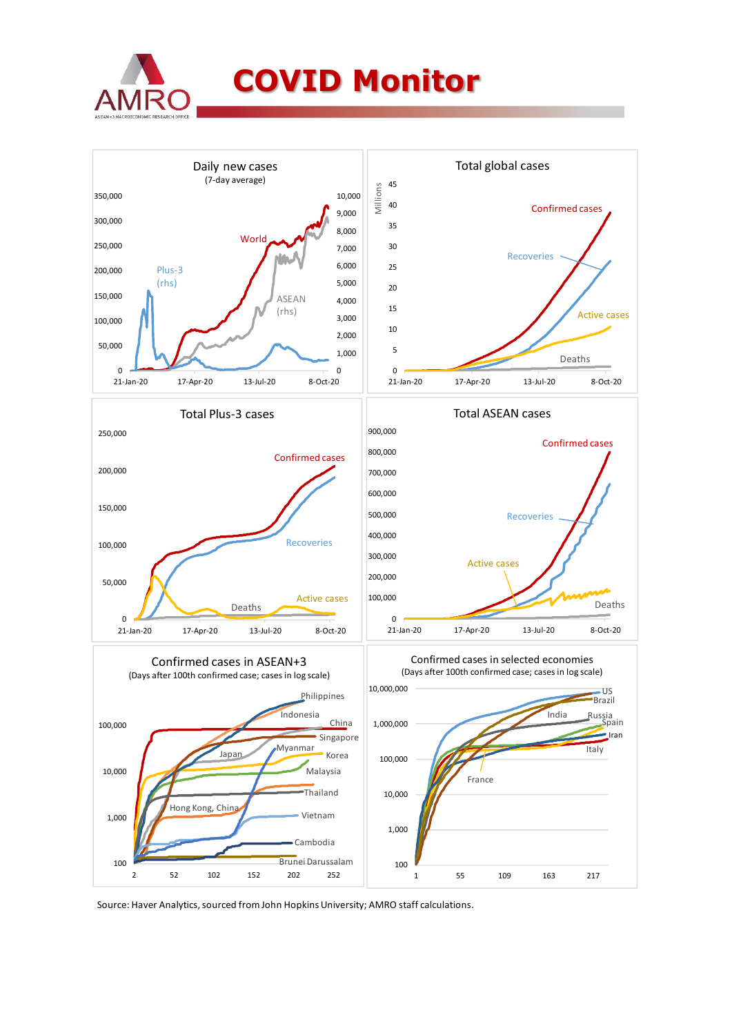# COVID Monitor

AMRO
ASEAN+3 MACROECONOMIC RESEARCH OFFICE

## Daily new cases
(7-day average)

350,000
300,000
250,000
200,000
150,000
100,000
50,000
0

10,000
9,000
8,000
7,000
6,000
5,000
4,000
3,000
2,000
1,000
0

21-Jan-20 17-Apr-20 13-Jul-20 8-Oct-20

World
Plus-3 (rhs)
ASEAN (rhs)

## Total global cases

Millions

45
40
35
30
25
20
15
10
5
0

21-Jan-20 17-Apr-20 13-Jul-20 8-Oct-20

Confirmed cases
Recoveries
Active cases
Deaths

## Total Plus-3 cases

250,000
200,000
150,000
100,000
50,000
0

21-Jan-20 17-Apr-20 13-Jul-20 8-Oct-20

Confirmed cases
Recoveries
Deaths
Active cases

## Total ASEAN cases

900,000
800,000
700,000
600,000
500,000
400,000
300,000
200,000
100,000
0

21-Jan-20 17-Apr-20 13-Jul-20 8-Oct-20

Confirmed cases
Recoveries
Active cases
Deaths

## Confirmed cases in ASEAN+3
(Days after 100th confirmed case; cases in log scale)

100,000
10,000
1,000
100

2 52 102 152 202 252

Philippines
Indonesia
China
Singapore
Japan
Myanmar
Korea
Malaysia
Thailand
Hong Kong, China
Vietnam
Cambodia
Brunei Darussalam

## Confirmed cases in selected economies
(Days after 100th confirmed case; cases in log scale)

10,000,000
1,000,000
100,000
10,000
1,000
100

1 55 109 163 217

US
Brazil
India
Russia
Spain
Iran
Italy
France

Source: Haver Analytics, sourced from John Hopkins University; AMRO staff calculations.